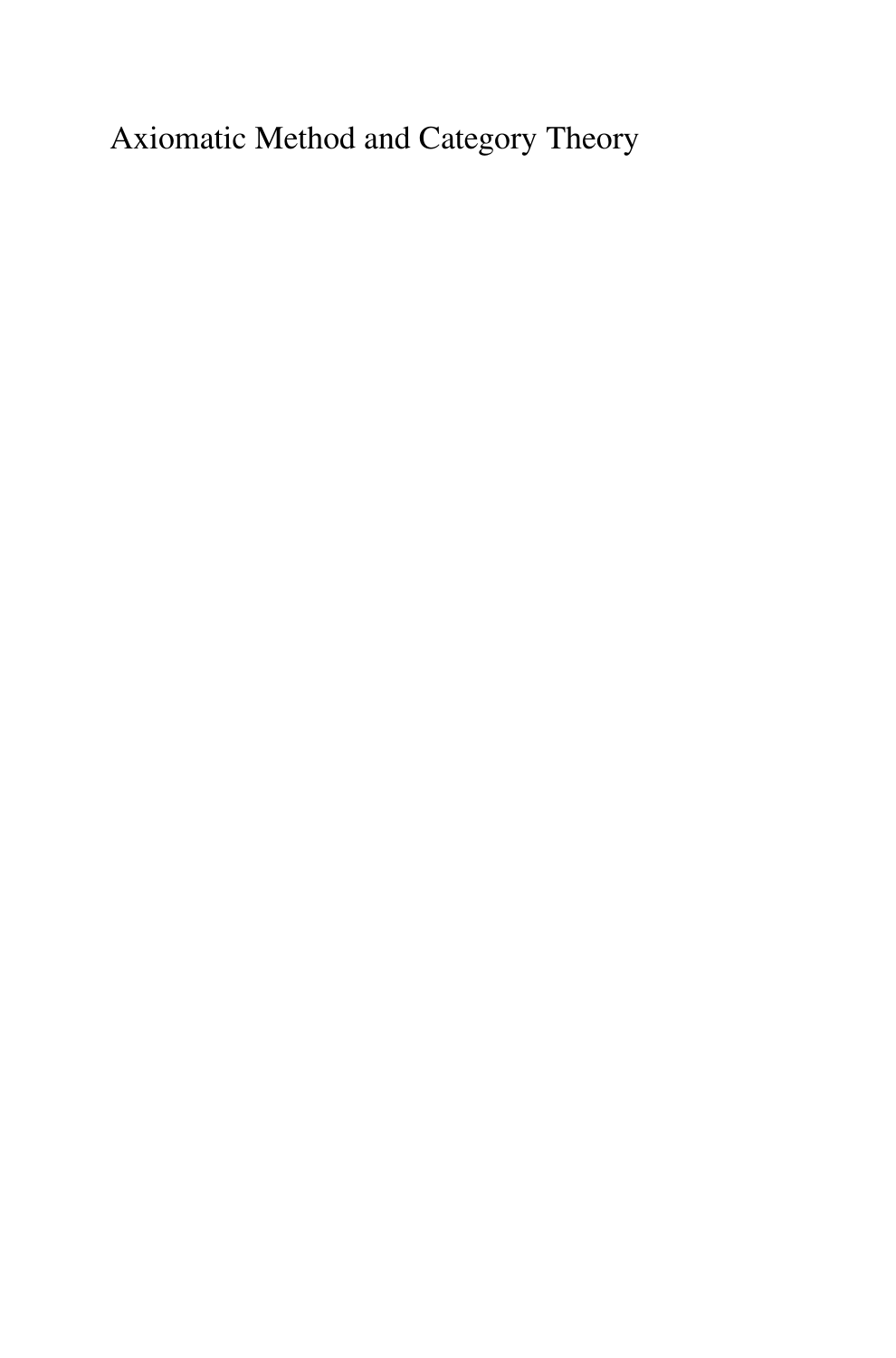# Axiomatic Method and Category Theory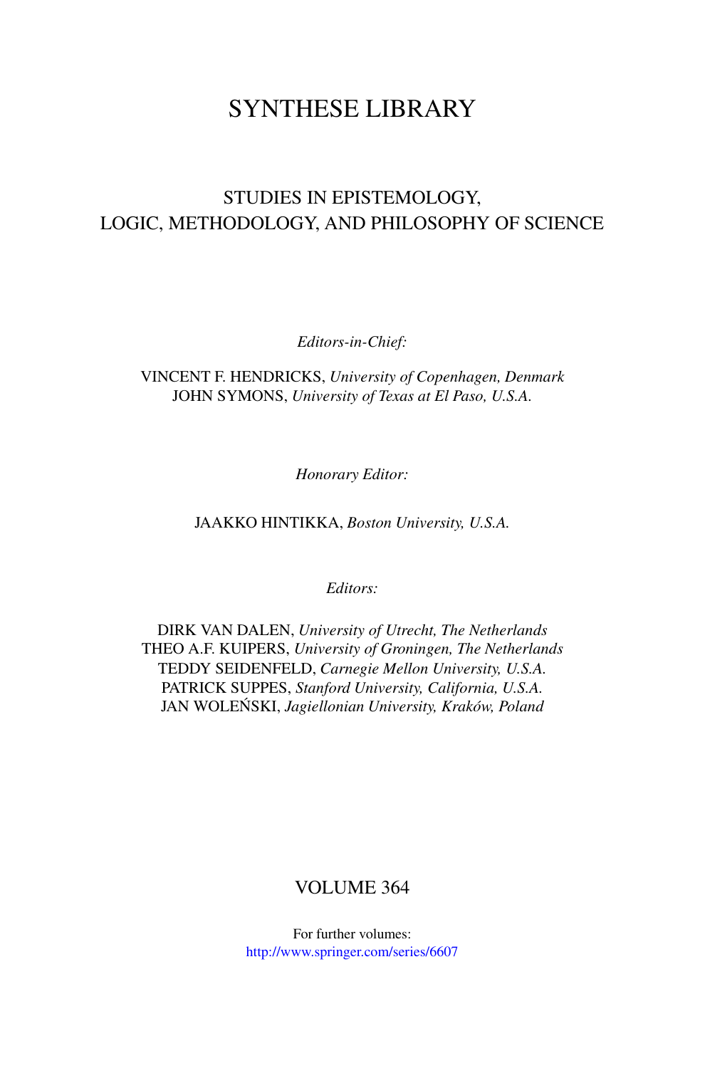# SYNTHESE LIBRARY

## STUDIES IN EPISTEMOLOGY, LOGIC, METHODOLOGY, AND PHILOSOPHY OF SCIENCE

*Editors-in-Chief:*

VINCENT F. HENDRICKS, *University of Copenhagen, Denmark*
JOHN SYMONS, *University of Texas at El Paso, U.S.A.*

*Honorary Editor:*

JAAKKO HINTIKKA, *Boston University, U.S.A.*

*Editors:*

DIRK VAN DALEN, *University of Utrecht, The Netherlands*
THEO A.F. KUIPERS, *University of Groningen, The Netherlands*
TEDDY SEIDENFELD, *Carnegie Mellon University, U.S.A.*
PATRICK SUPPES, *Stanford University, California, U.S.A.*
JAN WOLEŃSKI, *Jagiellonian University, Kraków, Poland*

VOLUME 364

For further volumes:
http://www.springer.com/series/6607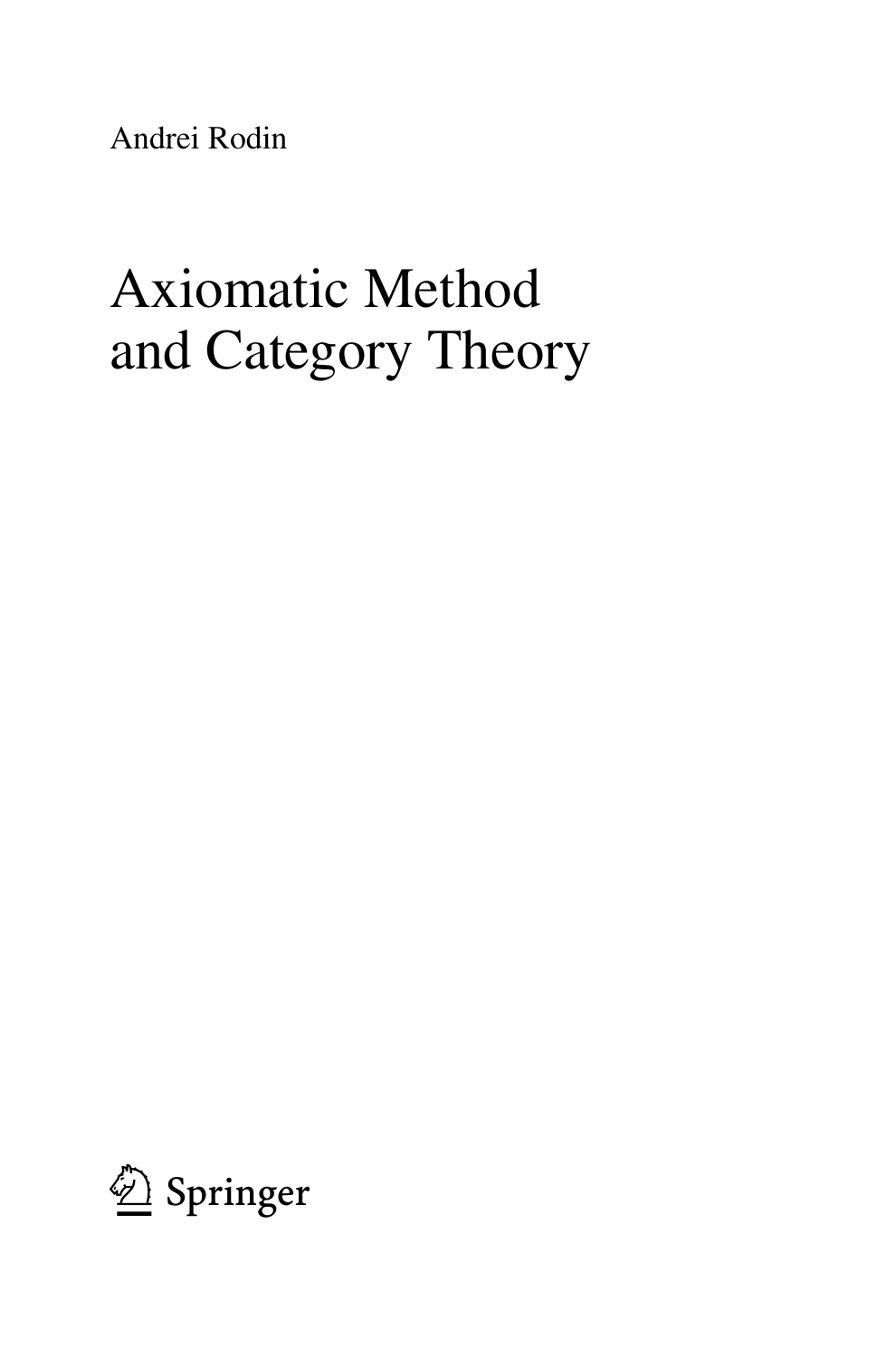Andrei Rodin

# Axiomatic Method and Category Theory

Springer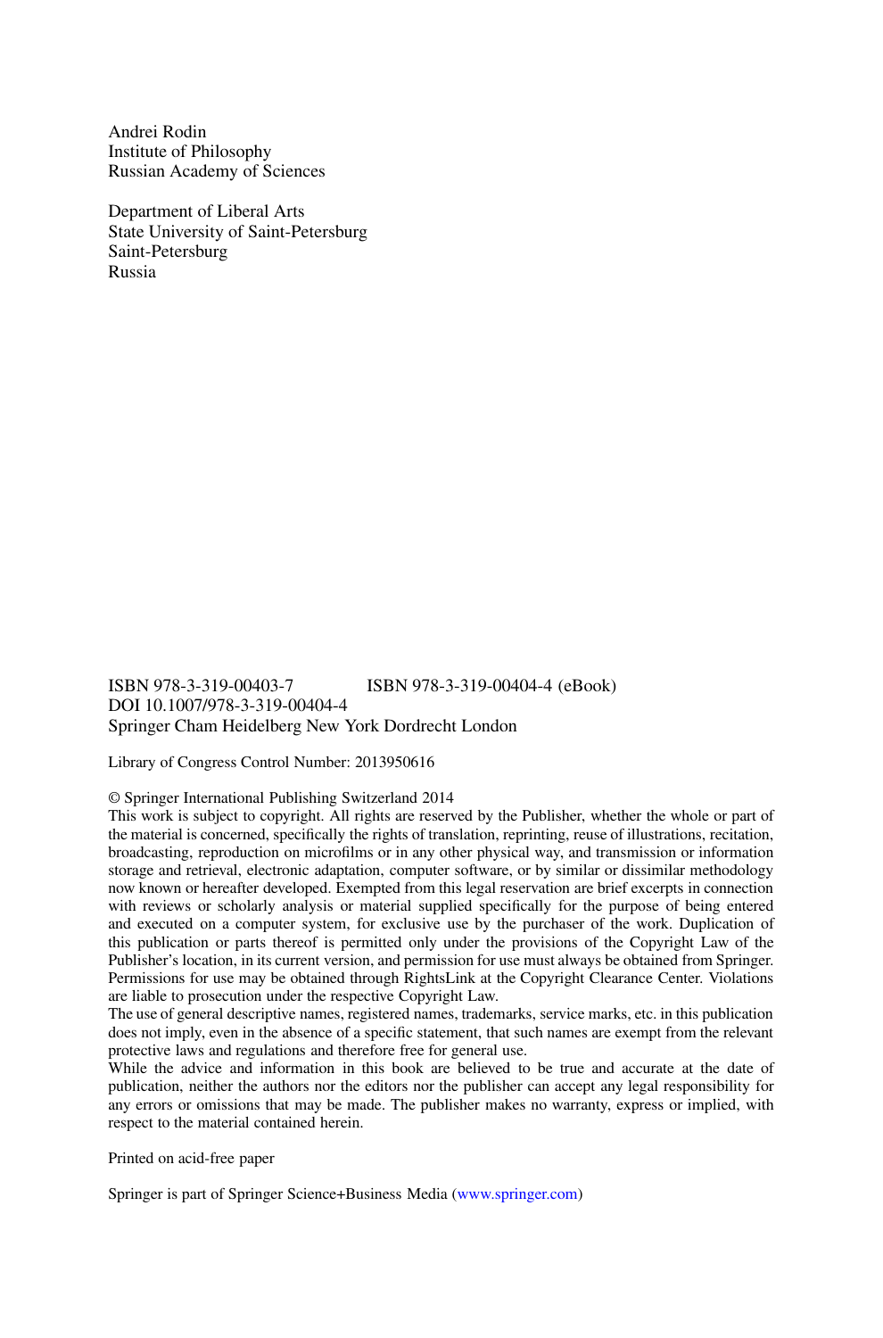Andrei Rodin
Institute of Philosophy
Russian Academy of Sciences

Department of Liberal Arts
State University of Saint-Petersburg
Saint-Petersburg
Russia

ISBN 978-3-319-00403-7 ISBN 978-3-319-00404-4 (eBook)
DOI 10.1007/978-3-319-00404-4
Springer Cham Heidelberg New York Dordrecht London

Library of Congress Control Number: 2013950616

© Springer International Publishing Switzerland 2014
This work is subject to copyright. All rights are reserved by the Publisher, whether the whole or part of the material is concerned, specifically the rights of translation, reprinting, reuse of illustrations, recitation, broadcasting, reproduction on microfilms or in any other physical way, and transmission or information storage and retrieval, electronic adaptation, computer software, or by similar or dissimilar methodology now known or hereafter developed. Exempted from this legal reservation are brief excerpts in connection with reviews or scholarly analysis or material supplied specifically for the purpose of being entered and executed on a computer system, for exclusive use by the purchaser of the work. Duplication of this publication or parts thereof is permitted only under the provisions of the Copyright Law of the Publisher's location, in its current version, and permission for use must always be obtained from Springer. Permissions for use may be obtained through RightsLink at the Copyright Clearance Center. Violations are liable to prosecution under the respective Copyright Law.
The use of general descriptive names, registered names, trademarks, service marks, etc. in this publication does not imply, even in the absence of a specific statement, that such names are exempt from the relevant protective laws and regulations and therefore free for general use.
While the advice and information in this book are believed to be true and accurate at the date of publication, neither the authors nor the editors nor the publisher can accept any legal responsibility for any errors or omissions that may be made. The publisher makes no warranty, express or implied, with respect to the material contained herein.

Printed on acid-free paper

Springer is part of Springer Science+Business Media (www.springer.com)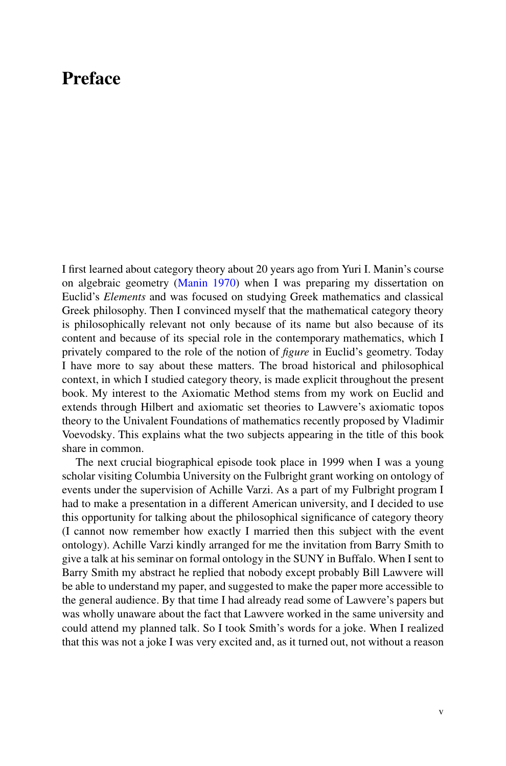# Preface

I first learned about category theory about 20 years ago from Yuri I. Manin's course on algebraic geometry (Manin 1970) when I was preparing my dissertation on Euclid's *Elements* and was focused on studying Greek mathematics and classical Greek philosophy. Then I convinced myself that the mathematical category theory is philosophically relevant not only because of its name but also because of its content and because of its special role in the contemporary mathematics, which I privately compared to the role of the notion of *figure* in Euclid's geometry. Today I have more to say about these matters. The broad historical and philosophical context, in which I studied category theory, is made explicit throughout the present book. My interest to the Axiomatic Method stems from my work on Euclid and extends through Hilbert and axiomatic set theories to Lawvere's axiomatic topos theory to the Univalent Foundations of mathematics recently proposed by Vladimir Voevodsky. This explains what the two subjects appearing in the title of this book share in common.

The next crucial biographical episode took place in 1999 when I was a young scholar visiting Columbia University on the Fulbright grant working on ontology of events under the supervision of Achille Varzi. As a part of my Fulbright program I had to make a presentation in a different American university, and I decided to use this opportunity for talking about the philosophical significance of category theory (I cannot now remember how exactly I married then this subject with the event ontology). Achille Varzi kindly arranged for me the invitation from Barry Smith to give a talk at his seminar on formal ontology in the SUNY in Buffalo. When I sent to Barry Smith my abstract he replied that nobody except probably Bill Lawvere will be able to understand my paper, and suggested to make the paper more accessible to the general audience. By that time I had already read some of Lawvere's papers but was wholly unaware about the fact that Lawvere worked in the same university and could attend my planned talk. So I took Smith's words for a joke. When I realized that this was not a joke I was very excited and, as it turned out, not without a reason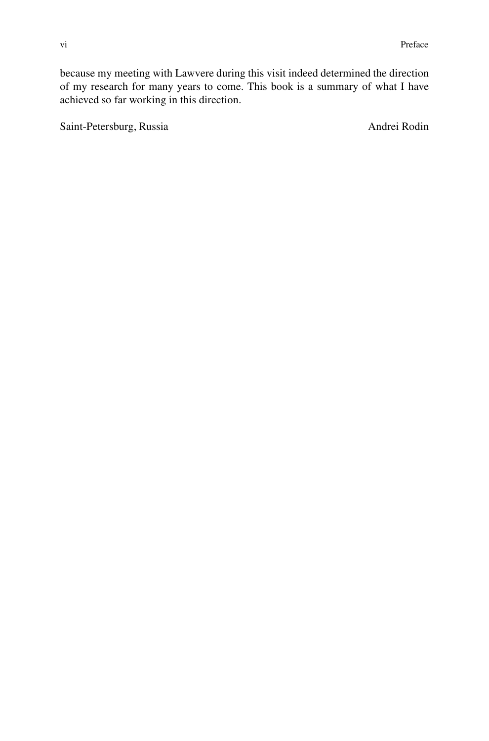because my meeting with Lawvere during this visit indeed determined the direction of my research for many years to come. This book is a summary of what I have achieved so far working in this direction.

Saint-Petersburg, Russia — Andrei Rodin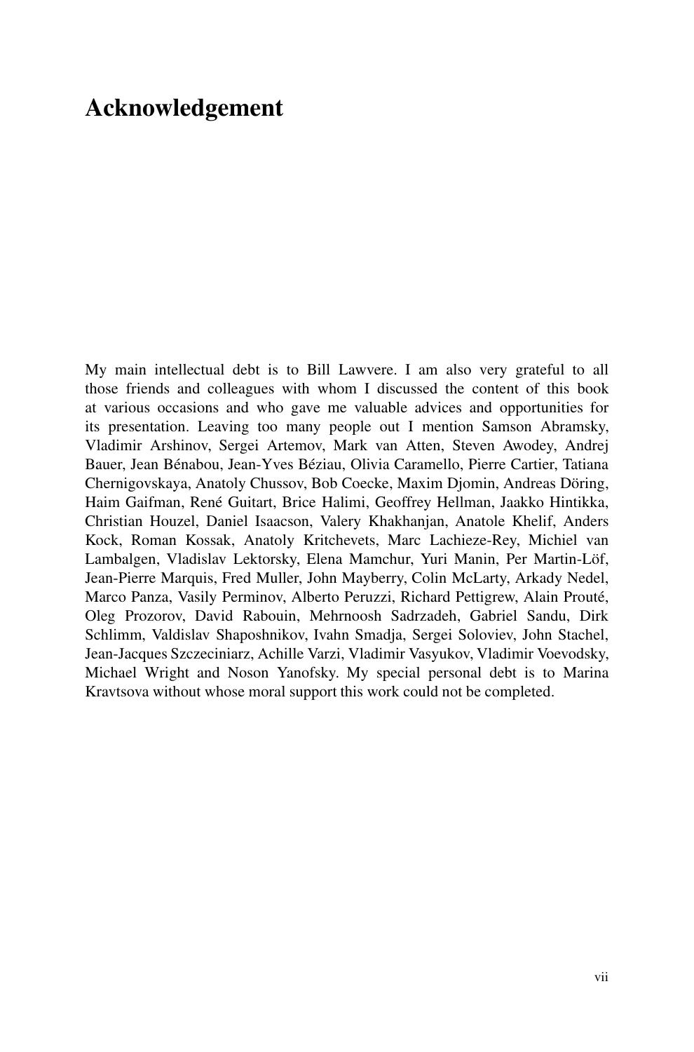# Acknowledgement

My main intellectual debt is to Bill Lawvere. I am also very grateful to all those friends and colleagues with whom I discussed the content of this book at various occasions and who gave me valuable advices and opportunities for its presentation. Leaving too many people out I mention Samson Abramsky, Vladimir Arshinov, Sergei Artemov, Mark van Atten, Steven Awodey, Andrej Bauer, Jean Bénabou, Jean-Yves Béziau, Olivia Caramello, Pierre Cartier, Tatiana Chernigovskaya, Anatoly Chussov, Bob Coecke, Maxim Djomin, Andreas Döring, Haim Gaifman, René Guitart, Brice Halimi, Geoffrey Hellman, Jaakko Hintikka, Christian Houzel, Daniel Isaacson, Valery Khakhanjan, Anatole Khelif, Anders Kock, Roman Kossak, Anatoly Kritchevets, Marc Lachieze-Rey, Michiel van Lambalgen, Vladislav Lektorsky, Elena Mamchur, Yuri Manin, Per Martin-Löf, Jean-Pierre Marquis, Fred Muller, John Mayberry, Colin McLarty, Arkady Nedel, Marco Panza, Vasily Perminov, Alberto Peruzzi, Richard Pettigrew, Alain Prouté, Oleg Prozorov, David Rabouin, Mehrnoosh Sadrzadeh, Gabriel Sandu, Dirk Schlimm, Valdislav Shaposhnikov, Ivahn Smadja, Sergei Soloviev, John Stachel, Jean-Jacques Szczeciniarz, Achille Varzi, Vladimir Vasyukov, Vladimir Voevodsky, Michael Wright and Noson Yanofsky. My special personal debt is to Marina Kravtsova without whose moral support this work could not be completed.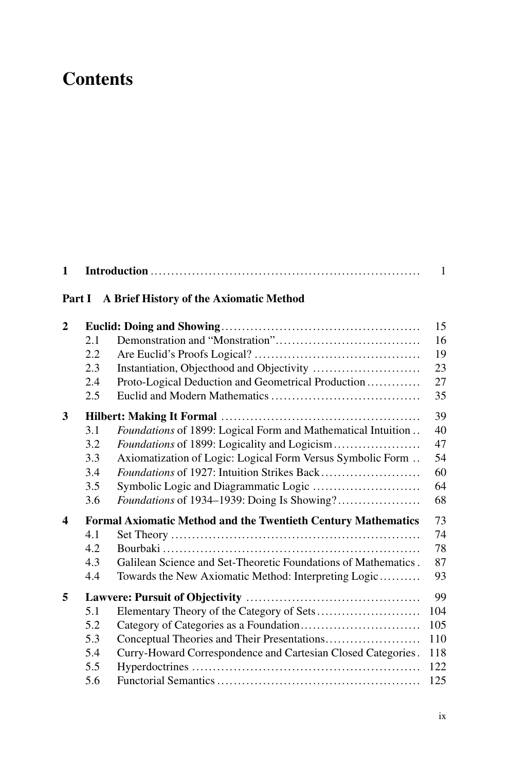# Contents

**1 Introduction** ..... 1

**Part I A Brief History of the Axiomatic Method**

**2 Euclid: Doing and Showing** ..... 15
- 2.1 Demonstration and "Monstration" ..... 16
- 2.2 Are Euclid's Proofs Logical? ..... 19
- 2.3 Instantiation, Objecthood and Objectivity ..... 23
- 2.4 Proto-Logical Deduction and Geometrical Production ..... 27
- 2.5 Euclid and Modern Mathematics ..... 35

**3 Hilbert: Making It Formal** ..... 39
- 3.1 *Foundations* of 1899: Logical Form and Mathematical Intuition ..... 40
- 3.2 *Foundations* of 1899: Logicality and Logicism ..... 47
- 3.3 Axiomatization of Logic: Logical Form Versus Symbolic Form ..... 54
- 3.4 *Foundations* of 1927: Intuition Strikes Back ..... 60
- 3.5 Symbolic Logic and Diagrammatic Logic ..... 64
- 3.6 *Foundations* of 1934–1939: Doing Is Showing? ..... 68

**4 Formal Axiomatic Method and the Twentieth Century Mathematics** ..... 73
- 4.1 Set Theory ..... 74
- 4.2 Bourbaki ..... 78
- 4.3 Galilean Science and Set-Theoretic Foundations of Mathematics ..... 87
- 4.4 Towards the New Axiomatic Method: Interpreting Logic ..... 93

**5 Lawvere: Pursuit of Objectivity** ..... 99
- 5.1 Elementary Theory of the Category of Sets ..... 104
- 5.2 Category of Categories as a Foundation ..... 105
- 5.3 Conceptual Theories and Their Presentations ..... 110
- 5.4 Curry-Howard Correspondence and Cartesian Closed Categories ..... 118
- 5.5 Hyperdoctrines ..... 122
- 5.6 Functorial Semantics ..... 125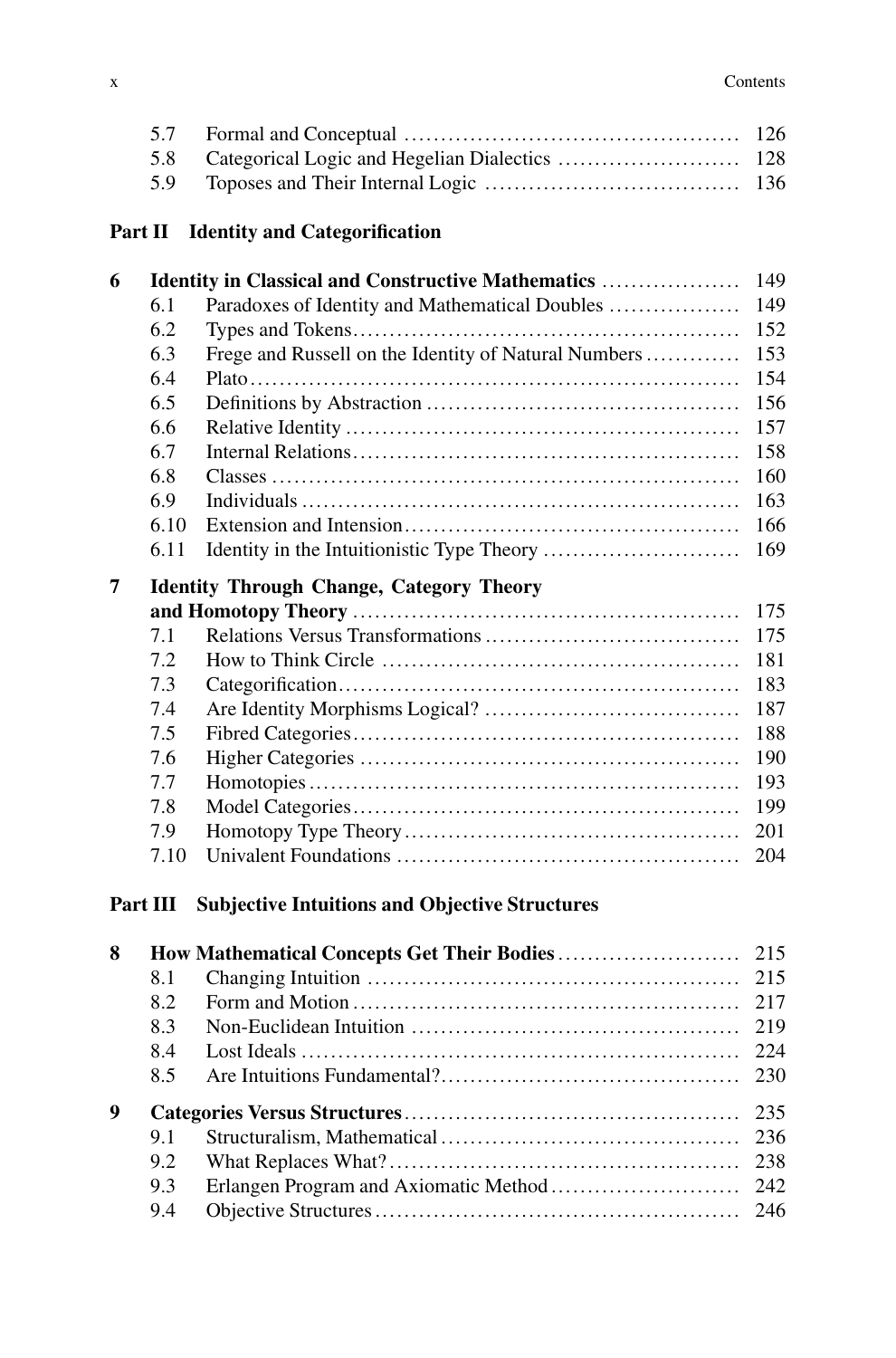| | | |
|---|---|---|
| 5.7 | Formal and Conceptual | 126 |
| 5.8 | Categorical Logic and Hegelian Dialectics | 128 |
| 5.9 | Toposes and Their Internal Logic | 136 |

## Part II Identity and Categorification

| | | |
|---|---|---|
| **6** | **Identity in Classical and Constructive Mathematics** | 149 |
| 6.1 | Paradoxes of Identity and Mathematical Doubles | 149 |
| 6.2 | Types and Tokens | 152 |
| 6.3 | Frege and Russell on the Identity of Natural Numbers | 153 |
| 6.4 | Plato | 154 |
| 6.5 | Definitions by Abstraction | 156 |
| 6.6 | Relative Identity | 157 |
| 6.7 | Internal Relations | 158 |
| 6.8 | Classes | 160 |
| 6.9 | Individuals | 163 |
| 6.10 | Extension and Intension | 166 |
| 6.11 | Identity in the Intuitionistic Type Theory | 169 |
| **7** | **Identity Through Change, Category Theory and Homotopy Theory** | 175 |
| 7.1 | Relations Versus Transformations | 175 |
| 7.2 | How to Think Circle | 181 |
| 7.3 | Categorification | 183 |
| 7.4 | Are Identity Morphisms Logical? | 187 |
| 7.5 | Fibred Categories | 188 |
| 7.6 | Higher Categories | 190 |
| 7.7 | Homotopies | 193 |
| 7.8 | Model Categories | 199 |
| 7.9 | Homotopy Type Theory | 201 |
| 7.10 | Univalent Foundations | 204 |

## Part III Subjective Intuitions and Objective Structures

| | | |
|---|---|---|
| **8** | **How Mathematical Concepts Get Their Bodies** | 215 |
| 8.1 | Changing Intuition | 215 |
| 8.2 | Form and Motion | 217 |
| 8.3 | Non-Euclidean Intuition | 219 |
| 8.4 | Lost Ideals | 224 |
| 8.5 | Are Intuitions Fundamental? | 230 |
| **9** | **Categories Versus Structures** | 235 |
| 9.1 | Structuralism, Mathematical | 236 |
| 9.2 | What Replaces What? | 238 |
| 9.3 | Erlangen Program and Axiomatic Method | 242 |
| 9.4 | Objective Structures | 246 |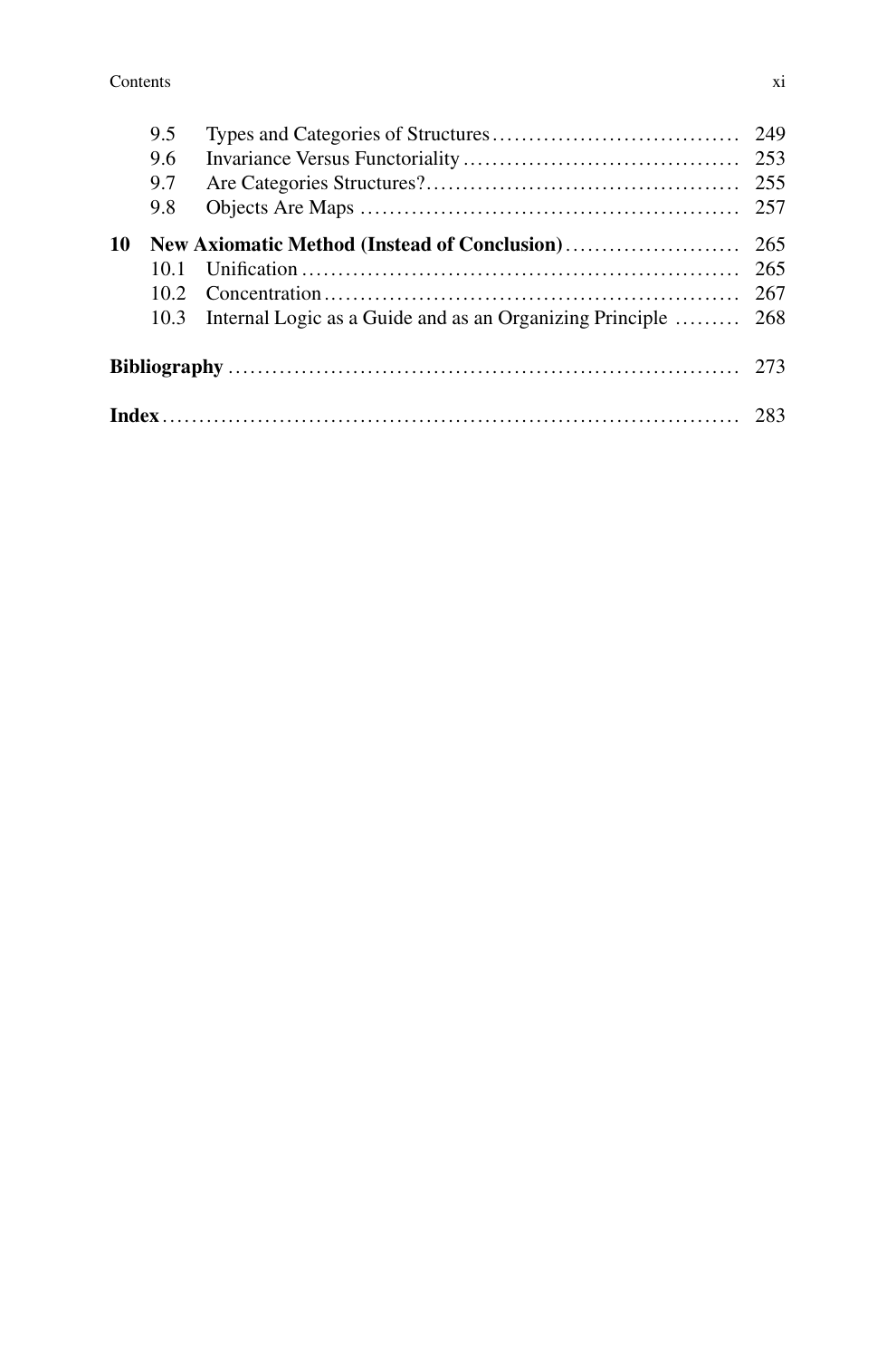| | | | |
|---|---|---|---|
| | 9.5 | Types and Categories of Structures | 249 |
| | 9.6 | Invariance Versus Functoriality | 253 |
| | 9.7 | Are Categories Structures? | 255 |
| | 9.8 | Objects Are Maps | 257 |
| **10** | **New Axiomatic Method (Instead of Conclusion)** | | 265 |
| | 10.1 | Unification | 265 |
| | 10.2 | Concentration | 267 |
| | 10.3 | Internal Logic as a Guide and as an Organizing Principle | 268 |

**Bibliography** ........ 273

**Index** ........ 283